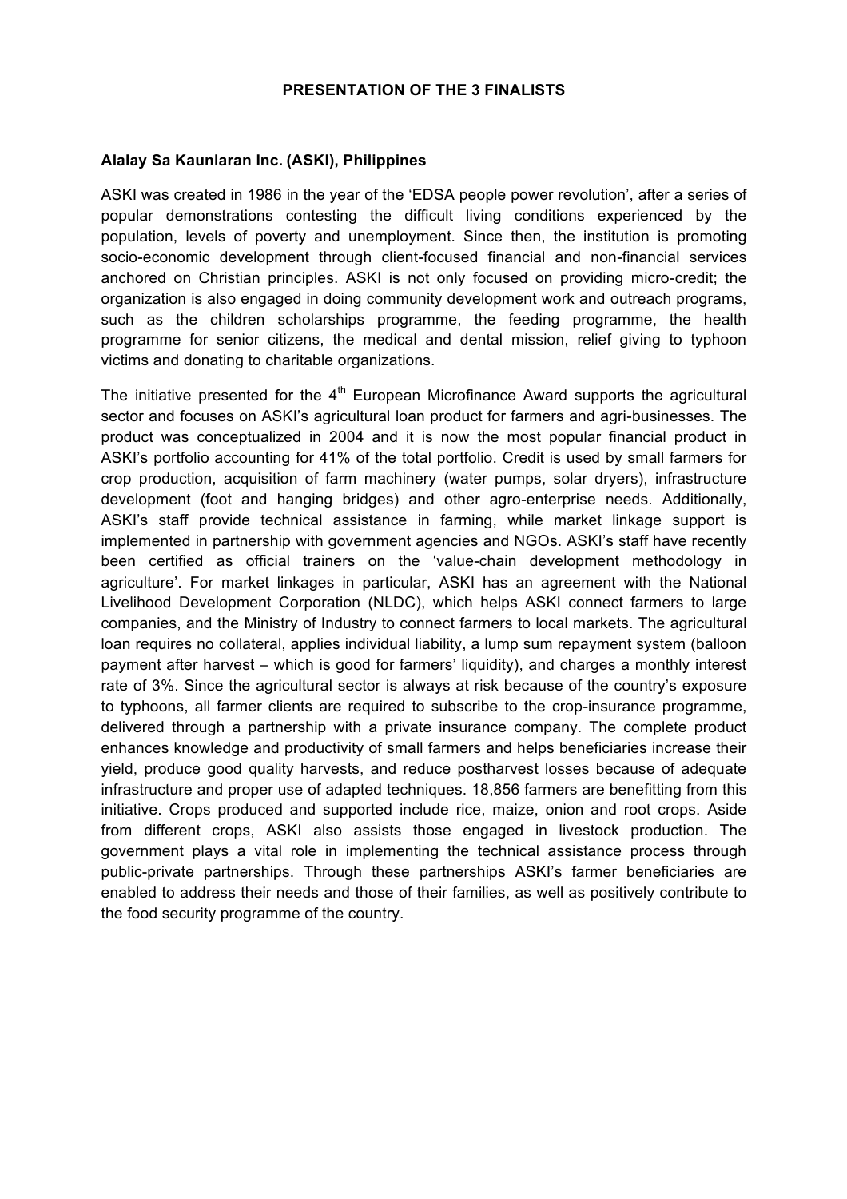# PRESENTATION OF THE 3 FINALISTS

## Alalay Sa Kaunlaran Inc. (ASKI), Philippines

ASKI was created in 1986 in the year of the 'EDSA people power revolution', after a series of popular demonstrations contesting the difficult living conditions experienced by the population, levels of poverty and unemployment. Since then, the institution is promoting socio-economic development through client-focused financial and non-financial services anchored on Christian principles. ASKI is not only focused on providing micro-credit; the organization is also engaged in doing community development work and outreach programs, such as the children scholarships programme, the feeding programme, the health programme for senior citizens, the medical and dental mission, relief giving to typhoon victims and donating to charitable organizations.

The initiative presented for the 4th European Microfinance Award supports the agricultural sector and focuses on ASKI's agricultural loan product for farmers and agri-businesses. The product was conceptualized in 2004 and it is now the most popular financial product in ASKI's portfolio accounting for 41% of the total portfolio. Credit is used by small farmers for crop production, acquisition of farm machinery (water pumps, solar dryers), infrastructure development (foot and hanging bridges) and other agro-enterprise needs. Additionally, ASKI's staff provide technical assistance in farming, while market linkage support is implemented in partnership with government agencies and NGOs. ASKI's staff have recently been certified as official trainers on the 'value-chain development methodology in agriculture'. For market linkages in particular, ASKI has an agreement with the National Livelihood Development Corporation (NLDC), which helps ASKI connect farmers to large companies, and the Ministry of Industry to connect farmers to local markets. The agricultural loan requires no collateral, applies individual liability, a lump sum repayment system (balloon payment after harvest – which is good for farmers' liquidity), and charges a monthly interest rate of 3%. Since the agricultural sector is always at risk because of the country's exposure to typhoons, all farmer clients are required to subscribe to the crop-insurance programme, delivered through a partnership with a private insurance company. The complete product enhances knowledge and productivity of small farmers and helps beneficiaries increase their yield, produce good quality harvests, and reduce postharvest losses because of adequate infrastructure and proper use of adapted techniques. 18,856 farmers are benefitting from this initiative. Crops produced and supported include rice, maize, onion and root crops. Aside from different crops, ASKI also assists those engaged in livestock production. The government plays a vital role in implementing the technical assistance process through public-private partnerships. Through these partnerships ASKI's farmer beneficiaries are enabled to address their needs and those of their families, as well as positively contribute to the food security programme of the country.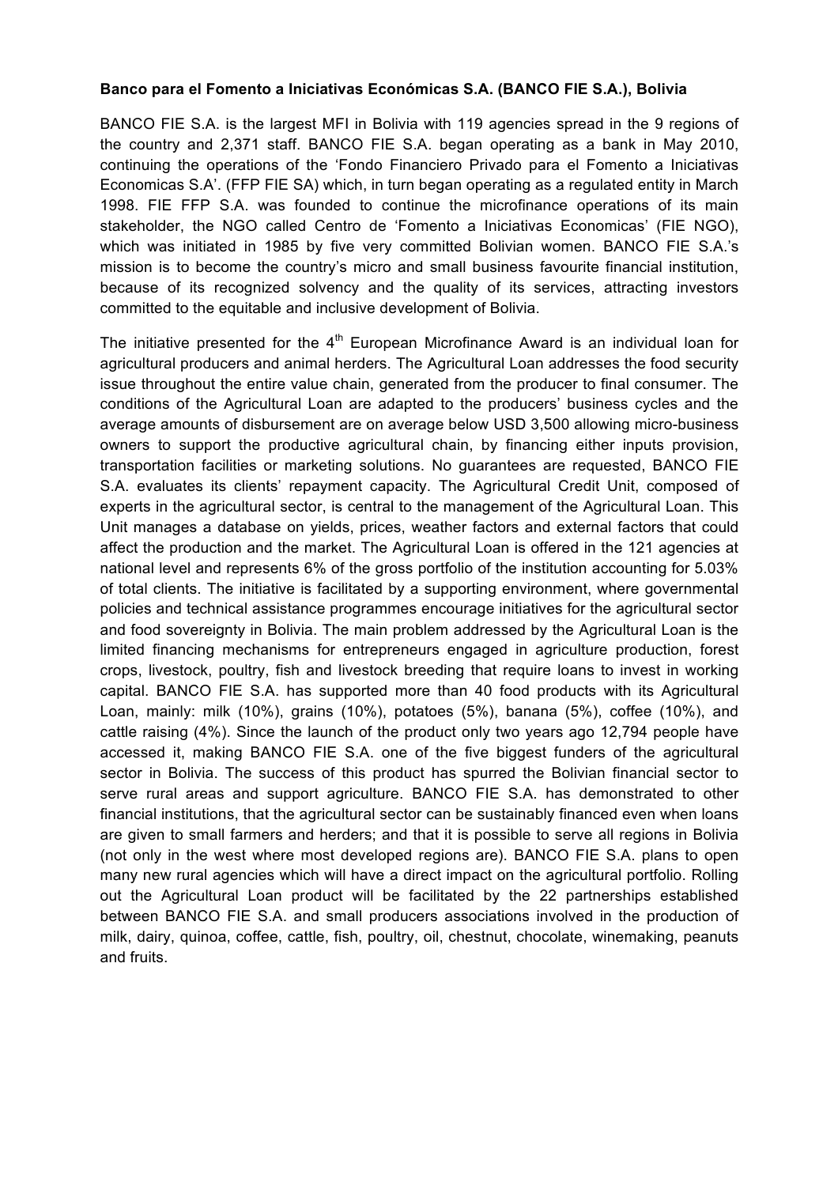**Banco para el Fomento a Iniciativas Económicas S.A. (BANCO FIE S.A.), Bolivia**

BANCO FIE S.A. is the largest MFI in Bolivia with 119 agencies spread in the 9 regions of the country and 2,371 staff. BANCO FIE S.A. began operating as a bank in May 2010, continuing the operations of the 'Fondo Financiero Privado para el Fomento a Iniciativas Economicas S.A'. (FFP FIE SA) which, in turn began operating as a regulated entity in March 1998. FIE FFP S.A. was founded to continue the microfinance operations of its main stakeholder, the NGO called Centro de 'Fomento a Iniciativas Economicas' (FIE NGO), which was initiated in 1985 by five very committed Bolivian women. BANCO FIE S.A.'s mission is to become the country's micro and small business favourite financial institution, because of its recognized solvency and the quality of its services, attracting investors committed to the equitable and inclusive development of Bolivia.

The initiative presented for the 4th European Microfinance Award is an individual loan for agricultural producers and animal herders. The Agricultural Loan addresses the food security issue throughout the entire value chain, generated from the producer to final consumer. The conditions of the Agricultural Loan are adapted to the producers' business cycles and the average amounts of disbursement are on average below USD 3,500 allowing micro-business owners to support the productive agricultural chain, by financing either inputs provision, transportation facilities or marketing solutions. No guarantees are requested, BANCO FIE S.A. evaluates its clients' repayment capacity. The Agricultural Credit Unit, composed of experts in the agricultural sector, is central to the management of the Agricultural Loan. This Unit manages a database on yields, prices, weather factors and external factors that could affect the production and the market. The Agricultural Loan is offered in the 121 agencies at national level and represents 6% of the gross portfolio of the institution accounting for 5.03% of total clients. The initiative is facilitated by a supporting environment, where governmental policies and technical assistance programmes encourage initiatives for the agricultural sector and food sovereignty in Bolivia. The main problem addressed by the Agricultural Loan is the limited financing mechanisms for entrepreneurs engaged in agriculture production, forest crops, livestock, poultry, fish and livestock breeding that require loans to invest in working capital. BANCO FIE S.A. has supported more than 40 food products with its Agricultural Loan, mainly: milk (10%), grains (10%), potatoes (5%), banana (5%), coffee (10%), and cattle raising (4%). Since the launch of the product only two years ago 12,794 people have accessed it, making BANCO FIE S.A. one of the five biggest funders of the agricultural sector in Bolivia. The success of this product has spurred the Bolivian financial sector to serve rural areas and support agriculture. BANCO FIE S.A. has demonstrated to other financial institutions, that the agricultural sector can be sustainably financed even when loans are given to small farmers and herders; and that it is possible to serve all regions in Bolivia (not only in the west where most developed regions are). BANCO FIE S.A. plans to open many new rural agencies which will have a direct impact on the agricultural portfolio. Rolling out the Agricultural Loan product will be facilitated by the 22 partnerships established between BANCO FIE S.A. and small producers associations involved in the production of milk, dairy, quinoa, coffee, cattle, fish, poultry, oil, chestnut, chocolate, winemaking, peanuts and fruits.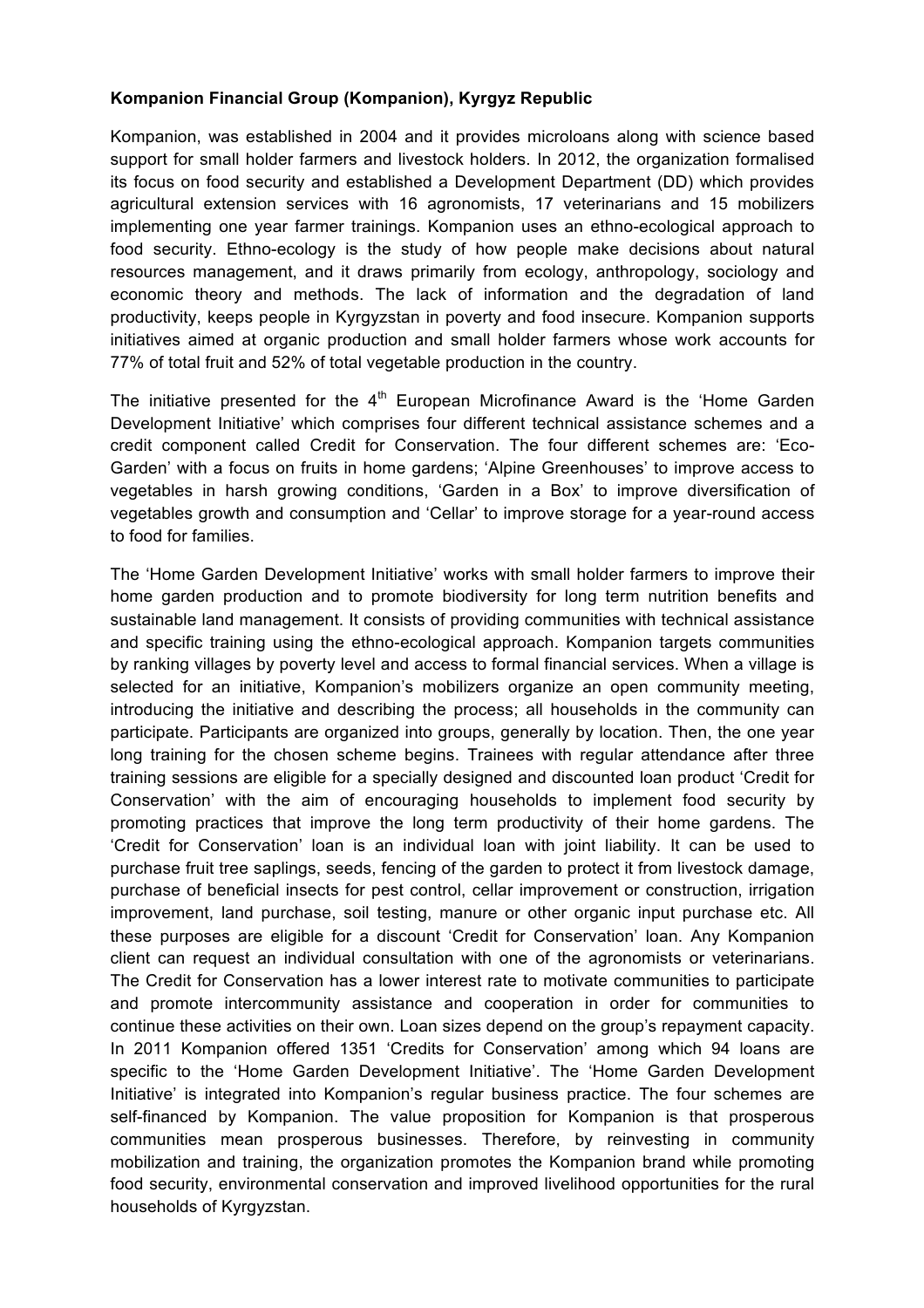**Kompanion Financial Group (Kompanion), Kyrgyz Republic**

Kompanion, was established in 2004 and it provides microloans along with science based support for small holder farmers and livestock holders. In 2012, the organization formalised its focus on food security and established a Development Department (DD) which provides agricultural extension services with 16 agronomists, 17 veterinarians and 15 mobilizers implementing one year farmer trainings. Kompanion uses an ethno-ecological approach to food security. Ethno-ecology is the study of how people make decisions about natural resources management, and it draws primarily from ecology, anthropology, sociology and economic theory and methods. The lack of information and the degradation of land productivity, keeps people in Kyrgyzstan in poverty and food insecure. Kompanion supports initiatives aimed at organic production and small holder farmers whose work accounts for 77% of total fruit and 52% of total vegetable production in the country.

The initiative presented for the 4th European Microfinance Award is the 'Home Garden Development Initiative' which comprises four different technical assistance schemes and a credit component called Credit for Conservation. The four different schemes are: 'Eco-Garden' with a focus on fruits in home gardens; 'Alpine Greenhouses' to improve access to vegetables in harsh growing conditions, 'Garden in a Box' to improve diversification of vegetables growth and consumption and 'Cellar' to improve storage for a year-round access to food for families.

The 'Home Garden Development Initiative' works with small holder farmers to improve their home garden production and to promote biodiversity for long term nutrition benefits and sustainable land management. It consists of providing communities with technical assistance and specific training using the ethno-ecological approach. Kompanion targets communities by ranking villages by poverty level and access to formal financial services. When a village is selected for an initiative, Kompanion's mobilizers organize an open community meeting, introducing the initiative and describing the process; all households in the community can participate. Participants are organized into groups, generally by location. Then, the one year long training for the chosen scheme begins. Trainees with regular attendance after three training sessions are eligible for a specially designed and discounted loan product 'Credit for Conservation' with the aim of encouraging households to implement food security by promoting practices that improve the long term productivity of their home gardens. The 'Credit for Conservation' loan is an individual loan with joint liability. It can be used to purchase fruit tree saplings, seeds, fencing of the garden to protect it from livestock damage, purchase of beneficial insects for pest control, cellar improvement or construction, irrigation improvement, land purchase, soil testing, manure or other organic input purchase etc. All these purposes are eligible for a discount 'Credit for Conservation' loan. Any Kompanion client can request an individual consultation with one of the agronomists or veterinarians. The Credit for Conservation has a lower interest rate to motivate communities to participate and promote intercommunity assistance and cooperation in order for communities to continue these activities on their own. Loan sizes depend on the group's repayment capacity. In 2011 Kompanion offered 1351 'Credits for Conservation' among which 94 loans are specific to the 'Home Garden Development Initiative'. The 'Home Garden Development Initiative' is integrated into Kompanion's regular business practice. The four schemes are self-financed by Kompanion. The value proposition for Kompanion is that prosperous communities mean prosperous businesses. Therefore, by reinvesting in community mobilization and training, the organization promotes the Kompanion brand while promoting food security, environmental conservation and improved livelihood opportunities for the rural households of Kyrgyzstan.